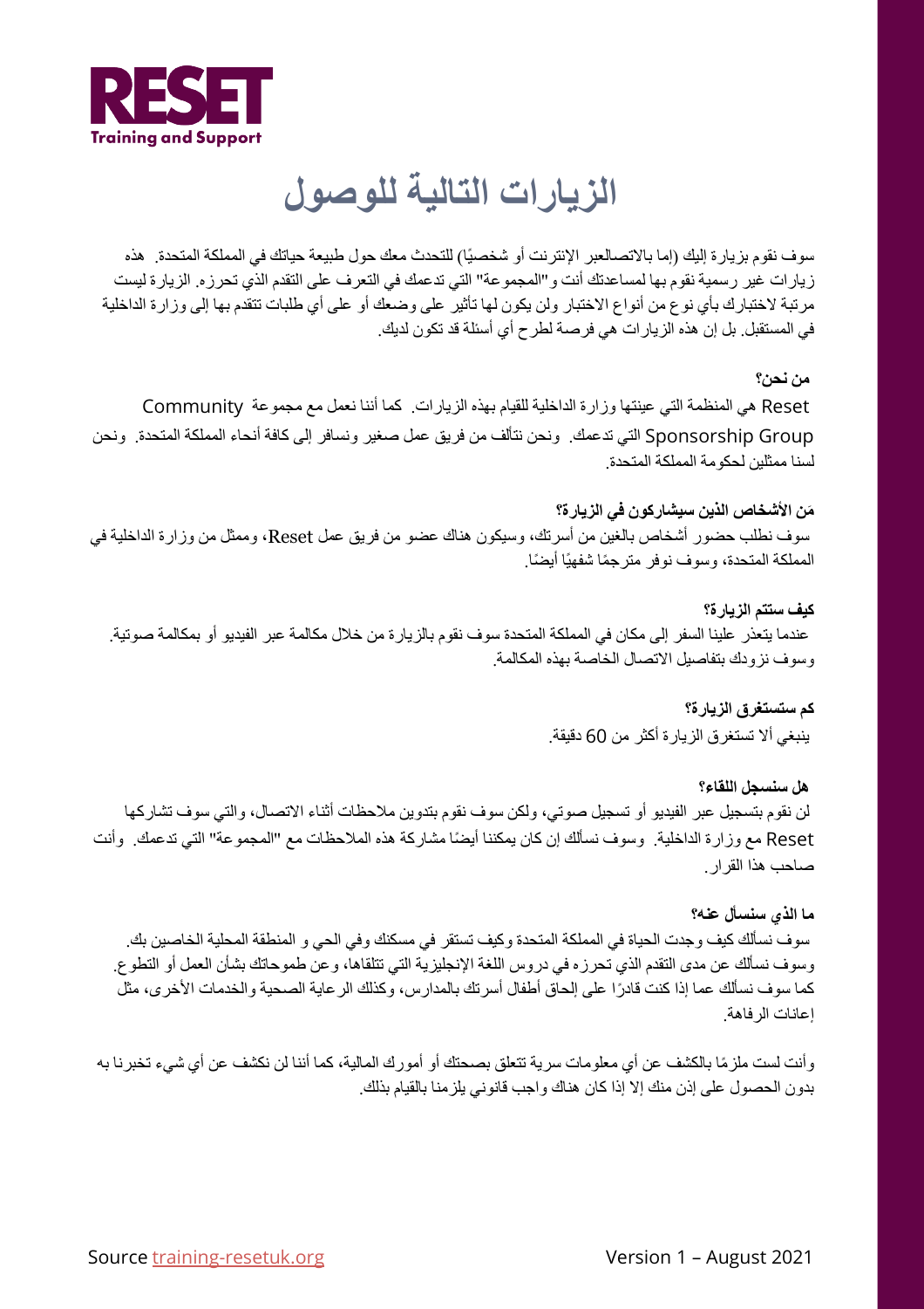RESET
Training and Support

# الزيارات التالية للوصول

سوف نقوم بزيارة إليك (إما بالاتصالعبر الإنترنت أو شخصيًا) للتحدث معك حول طبيعة حياتك في المملكة المتحدة. هذه زيارات غير رسمية نقوم بها لمساعدتك أنت و"المجموعة" التي تدعمك في التعرف على التقدم الذي تحرزه. الزيارة ليست مرتبة لاختبارك بأي نوع من أنواع الاختبار ولن يكون لها تأثير على وضعك أو على أي طلبات تتقدم بها إلى وزارة الداخلية في المستقبل. بل إن هذه الزيارات هي فرصة لطرح أي أسئلة قد تكون لديك.

**من نحن؟**

Reset هي المنظمة التي عينتها وزارة الداخلية للقيام بهذه الزيارات. كما أننا نعمل مع مجموعة Community Sponsorship Group التي تدعمك. ونحن نتألف من فريق عمل صغير ونسافر إلى كافة أنحاء المملكة المتحدة. ونحن لسنا ممثلين لحكومة المملكة المتحدة.

**مَن الأشخاص الذين سيشاركون في الزيارة؟**

سوف نطلب حضور أشخاص بالغين من أسرتك، وسيكون هناك عضو من فريق عمل Reset، وممثل من وزارة الداخلية في المملكة المتحدة، وسوف نوفر مترجمًا شفهيًا أيضًا.

**كيف ستتم الزيارة؟**

عندما يتعذر علينا السفر إلى مكان في المملكة المتحدة سوف نقوم بالزيارة من خلال مكالمة عبر الفيديو أو بمكالمة صوتية. وسوف نزودك بتفاصيل الاتصال الخاصة بهذه المكالمة.

**كم ستستغرق الزيارة؟**

ينبغي ألا تستغرق الزيارة أكثر من 60 دقيقة.

**هل سنسجل اللقاء؟**

لن نقوم بتسجيل عبر الفيديو أو تسجيل صوتي، ولكن سوف نقوم بتدوين ملاحظات أثناء الاتصال، والتي سوف تشاركها Reset مع وزارة الداخلية. وسوف نسألك إن كان يمكننا أيضًا مشاركة هذه الملاحظات مع "المجموعة" التي تدعمك. وأنت صاحب هذا القرار.

**ما الذي سنسأل عنه؟**

سوف نسألك كيف وجدت الحياة في المملكة المتحدة وكيف تستقر في مسكنك وفي الحي و المنطقة المحلية الخاصين بك. وسوف نسألك عن مدى التقدم الذي تحرزه في دروس اللغة الإنجليزية التي تتلقاها، وعن طموحاتك بشأن العمل أو التطوع. كما سوف نسألك عما إذا كنت قادرًا على إلحاق أطفال أسرتك بالمدارس، وكذلك الرعاية الصحية والخدمات الأخرى، مثل إعانات الرفاهة.

وأنت لست ملزمًا بالكشف عن أي معلومات سرية تتعلق بصحتك أو أمورك المالية، كما أننا لن نكشف عن أي شيء تخبرنا به بدون الحصول على إذن منك إلا إذا كان هناك واجب قانوني يلزمنا بالقيام بذلك.

Source training-resetuk.org Version 1 – August 2021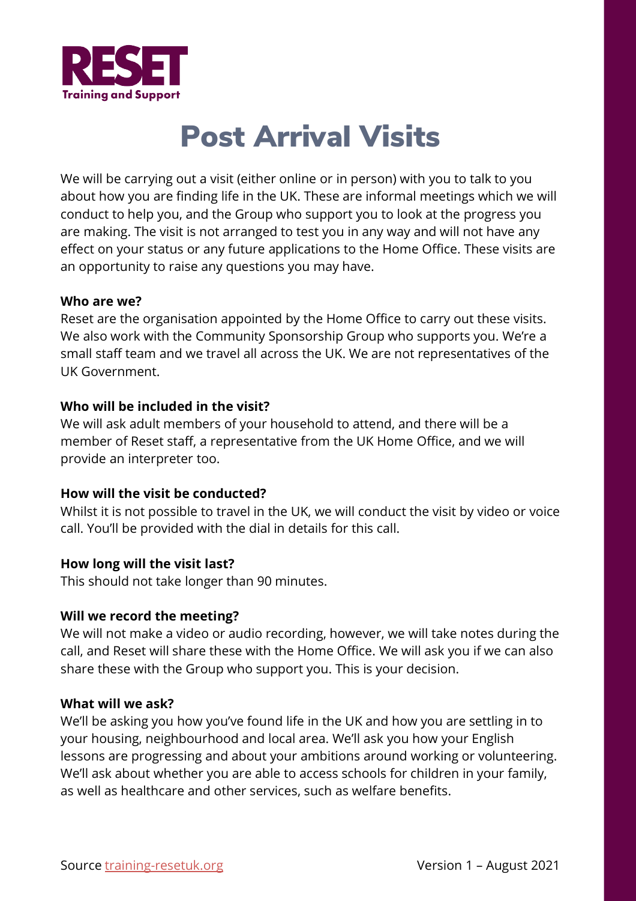# Post Arrival Visits

We will be carrying out a visit (either online or in person) with you to talk to you about how you are finding life in the UK. These are informal meetings which we will conduct to help you, and the Group who support you to look at the progress you are making. The visit is not arranged to test you in any way and will not have any effect on your status or any future applications to the Home Office. These visits are an opportunity to raise any questions you may have.

**Who are we?**

Reset are the organisation appointed by the Home Office to carry out these visits. We also work with the Community Sponsorship Group who supports you. We're a small staff team and we travel all across the UK. We are not representatives of the UK Government.

**Who will be included in the visit?**

We will ask adult members of your household to attend, and there will be a member of Reset staff, a representative from the UK Home Office, and we will provide an interpreter too.

**How will the visit be conducted?**

Whilst it is not possible to travel in the UK, we will conduct the visit by video or voice call. You'll be provided with the dial in details for this call.

**How long will the visit last?**

This should not take longer than 90 minutes.

**Will we record the meeting?**

We will not make a video or audio recording, however, we will take notes during the call, and Reset will share these with the Home Office. We will ask you if we can also share these with the Group who support you. This is your decision.

**What will we ask?**

We'll be asking you how you've found life in the UK and how you are settling in to your housing, neighbourhood and local area. We'll ask you how your English lessons are progressing and about your ambitions around working or volunteering. We'll ask about whether you are able to access schools for children in your family, as well as healthcare and other services, such as welfare benefits.

Source training-resetuk.org Version 1 – August 2021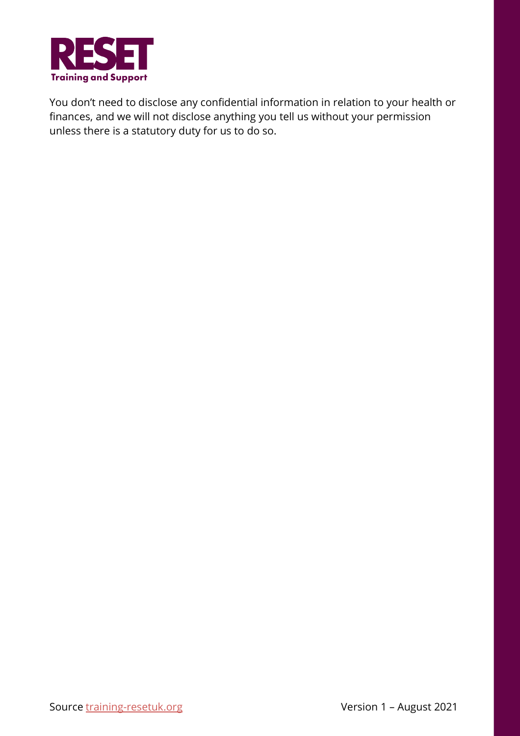You don't need to disclose any confidential information in relation to your health or finances, and we will not disclose anything you tell us without your permission unless there is a statutory duty for us to do so.